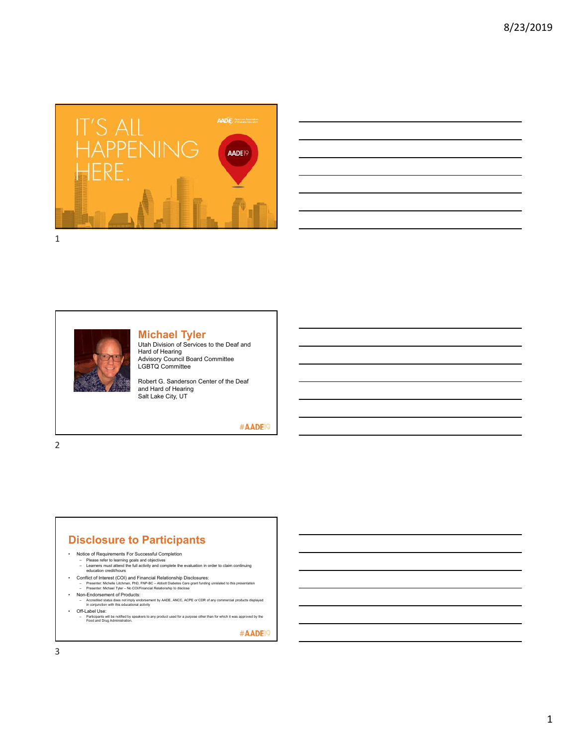IT'S ALL HAPPENING HERE.

AADE19

## Michael Tyler

Utah Division of Services to the Deaf and Hard of Hearing
Advisory Council Board Committee
LGBTQ Committee

Robert G. Sanderson Center of the Deaf and Hard of Hearing
Salt Lake City, UT

#AADE19

## Disclosure to Participants

- Notice of Requirements For Successful Completion
  - Please refer to learning goals and objectives
  - Learners must attend the full activity and complete the evaluation in order to claim continuing education credit/hours
- Conflict of Interest (COI) and Financial Relationship Disclosures:
  - Presenter: Michelle Litchman, PhD, FNP-BC – Abbott Diabetes Care grant funding unrelated to this presentation
  - Presenter: Michael Tyler – No COI/Financial Relationship to disclose
- Non-Endorsement of Products:
  - Accredited status does not imply endorsement by AADE, ANCC, ACPE or CDR of any commercial products displayed in conjunction with this educational activity
- Off-Label Use:
  - Participants will be notified by speakers to any product used for a purpose other than for which it was approved by the Food and Drug Administration.

#AADE19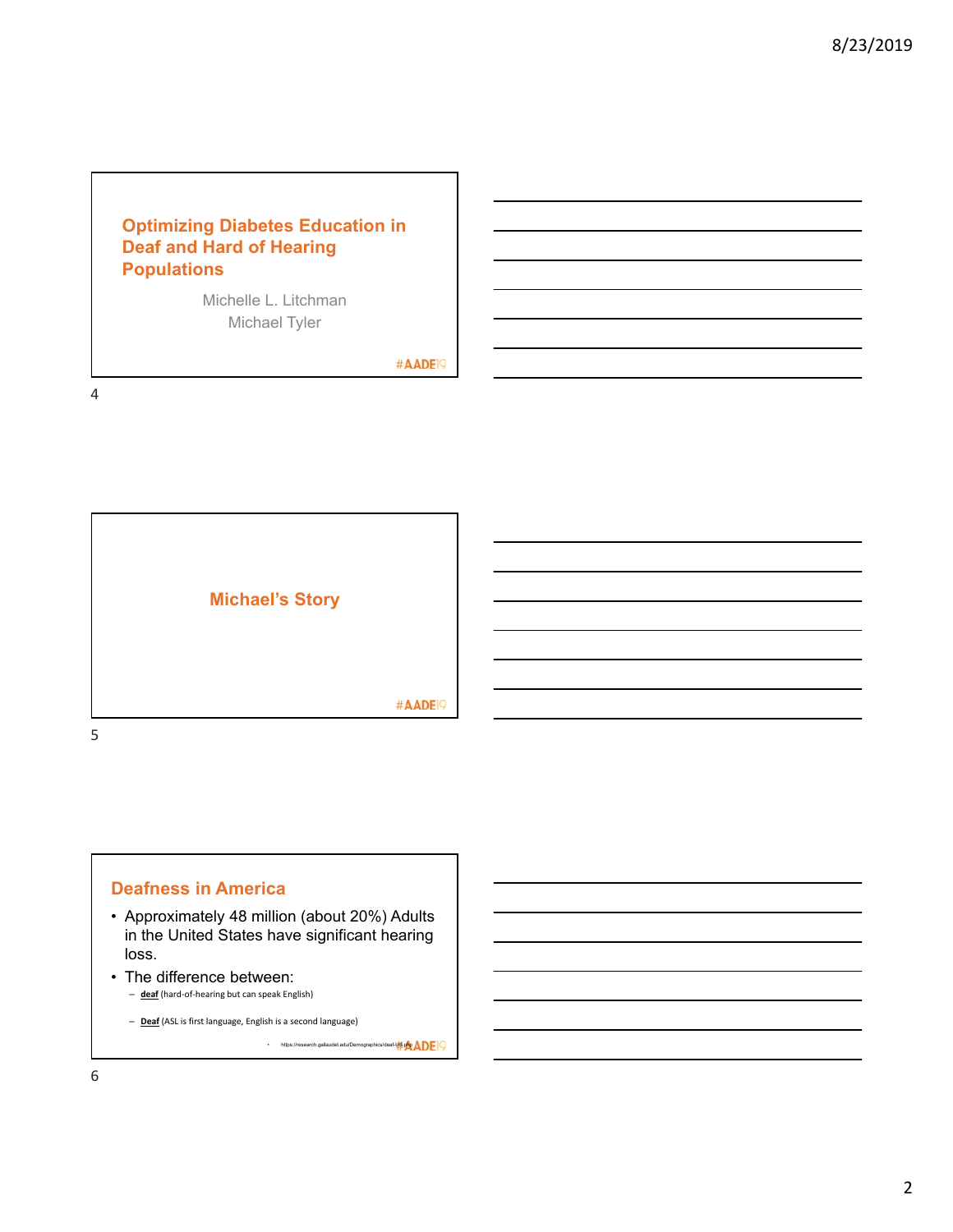## Optimizing Diabetes Education in Deaf and Hard of Hearing Populations

Michelle L. Litchman
Michael Tyler

#AADE19

## Michael's Story

#AADE19

## Deafness in America

- Approximately 48 million (about 20%) Adults in the United States have significant hearing loss.
- The difference between:
  - **deaf** (hard-of-hearing but can speak English)
  - **Deaf** (ASL is first language, English is a second language)

- https://research.gallaudet.edu/Demographics/deaf-US.php

#AADE19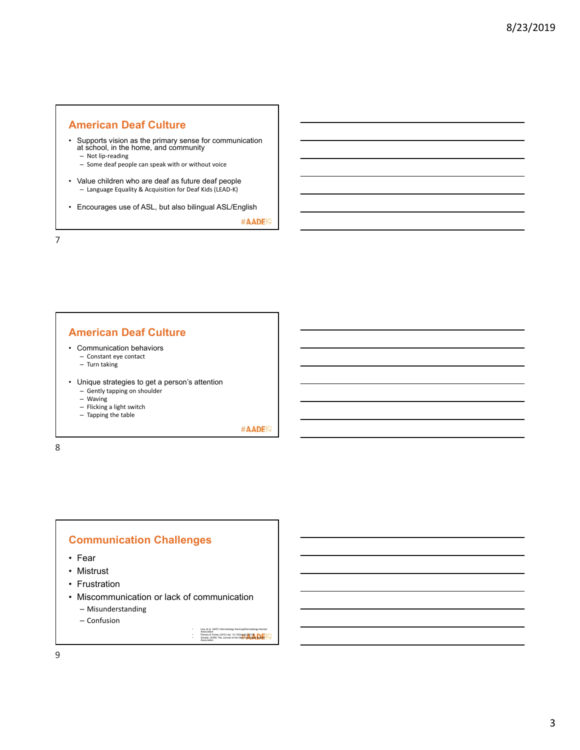## American Deaf Culture

- Supports vision as the primary sense for communication at school, in the home, and community
  - Not lip-reading
  - Some deaf people can speak with or without voice
- Value children who are deaf as future deaf people
  - Language Equality & Acquisition for Deaf Kids (LEAD-K)
- Encourages use of ASL, but also bilingual ASL/English

#AADE19

## American Deaf Culture

- Communication behaviors
  - Constant eye contact
  - Turn taking
- Unique strategies to get a person's attention
  - Gently tapping on shoulder
  - Waving
  - Flicking a light switch
  - Tapping the table

#AADE19

## Communication Challenges

- Fear
- Mistrust
- Frustration
- Miscommunication or lack of communication
  - Misunderstanding
  - Confusion

- Lieu et al. (2007) Dermatology Nursing/Dermatology Nurses' Association
- Pereira & Fortes (2010) doi: 10.1353/aad.0.0128
- Scheier (2009) The Journal of the New York State Nurses' Association

#AADE19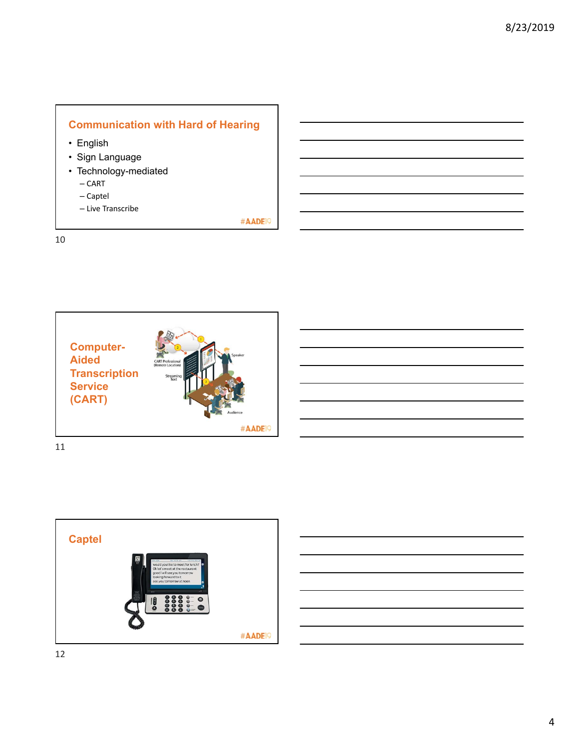## Communication with Hard of Hearing

- English
- Sign Language
- Technology-mediated
  - CART
  - Captel
  - Live Transcribe

#AADE19

## Computer-Aided Transcription Service (CART)

CART Professional (Remote Location)

Streaming Text

Speaker

Audience

#AADE19

## Captel

#AADE19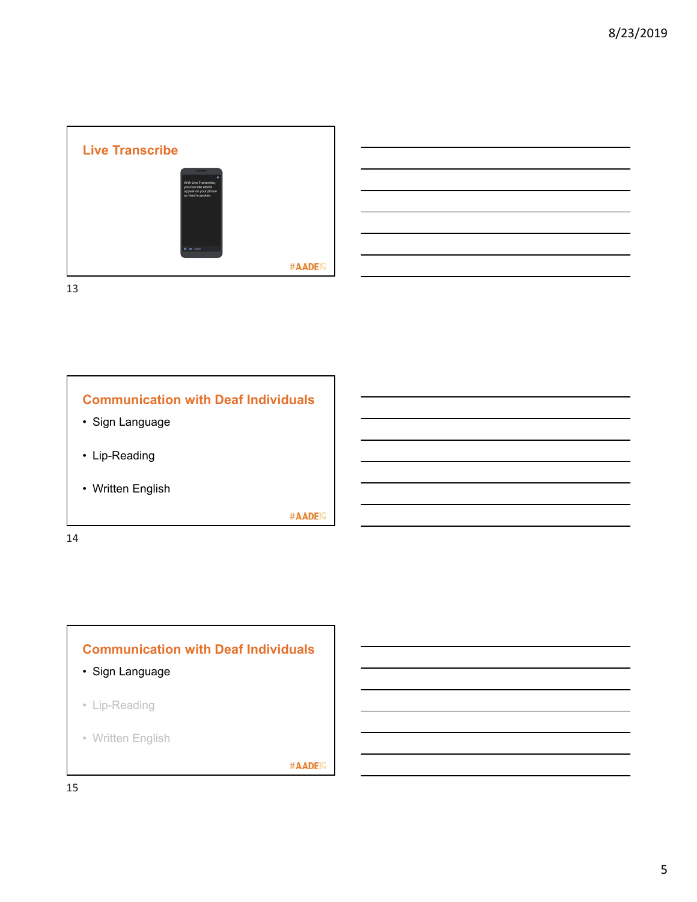## Live Transcribe

With Live Transcribe, you can see words appear on your phone as they're spoken.

#AADE19

13

## Communication with Deaf Individuals

- Sign Language
- Lip-Reading
- Written English

#AADE19

14

## Communication with Deaf Individuals

- Sign Language
- Lip-Reading
- Written English

#AADE19

15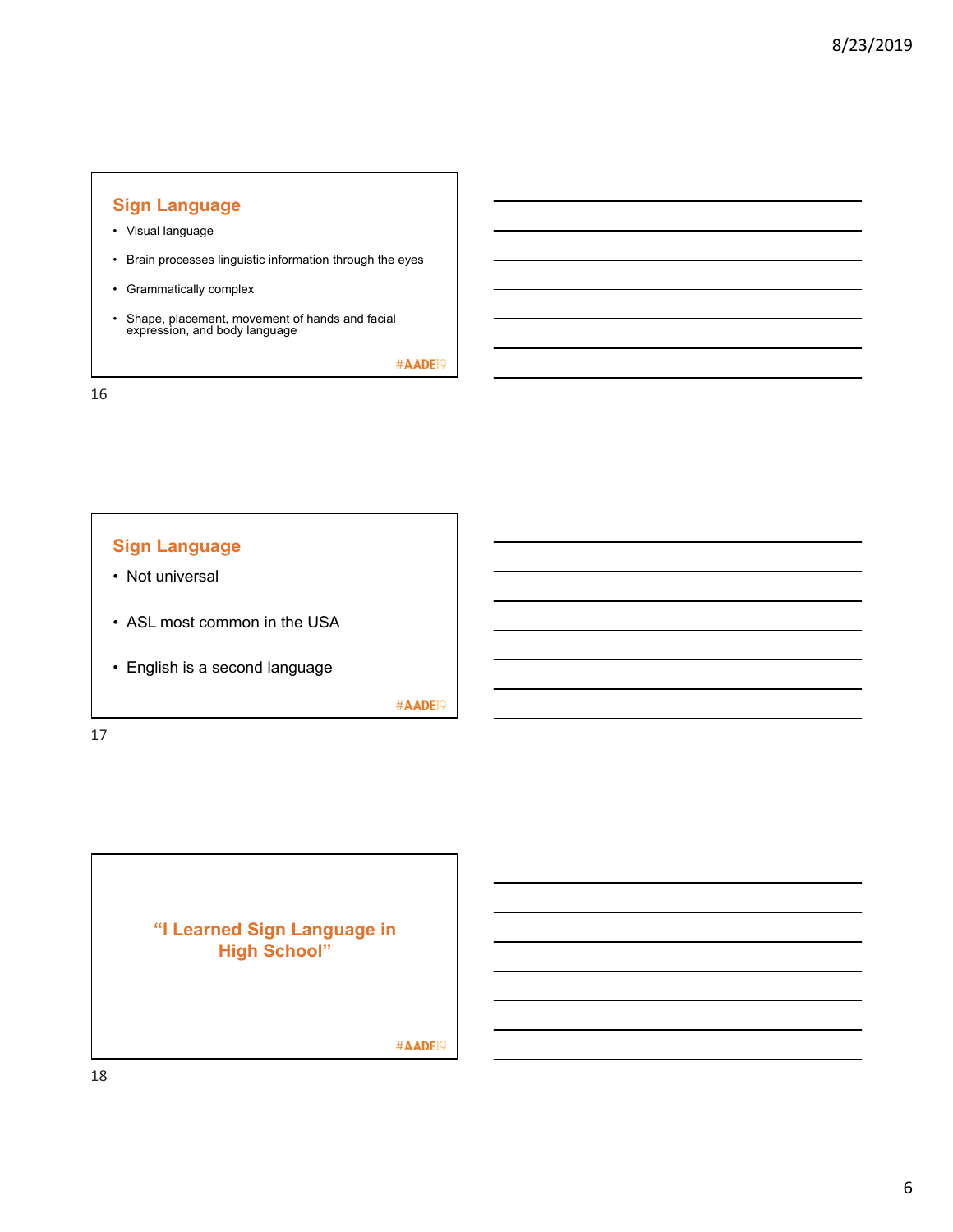## Sign Language

- Visual language
- Brain processes linguistic information through the eyes
- Grammatically complex
- Shape, placement, movement of hands and facial expression, and body language

#AADE19

## Sign Language

- Not universal
- ASL most common in the USA
- English is a second language

#AADE19

## "I Learned Sign Language in High School"

#AADE19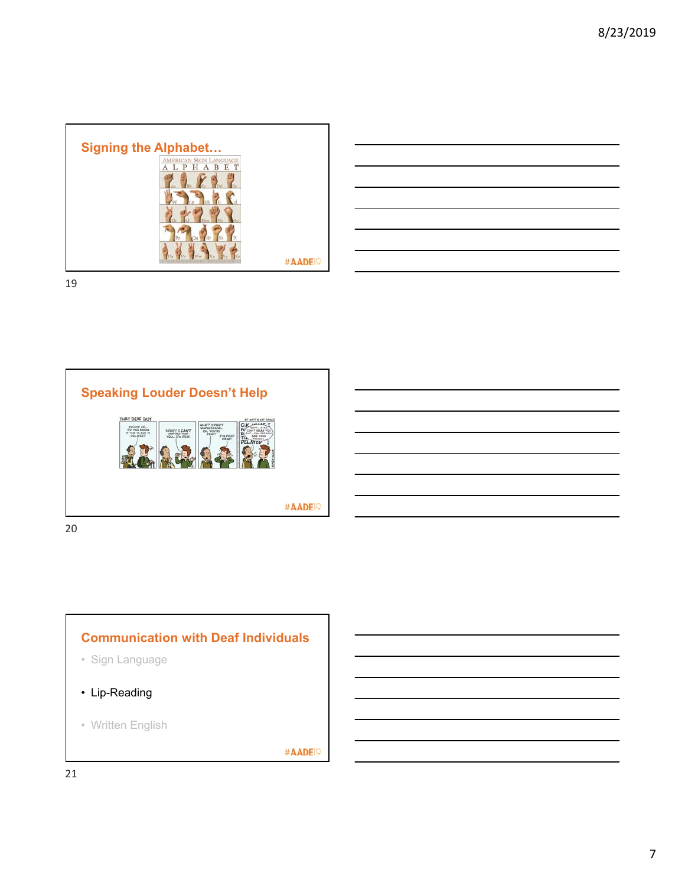## Signing the Alphabet…

## Speaking Louder Doesn't Help

## Communication with Deaf Individuals

- Sign Language
- Lip-Reading
- Written English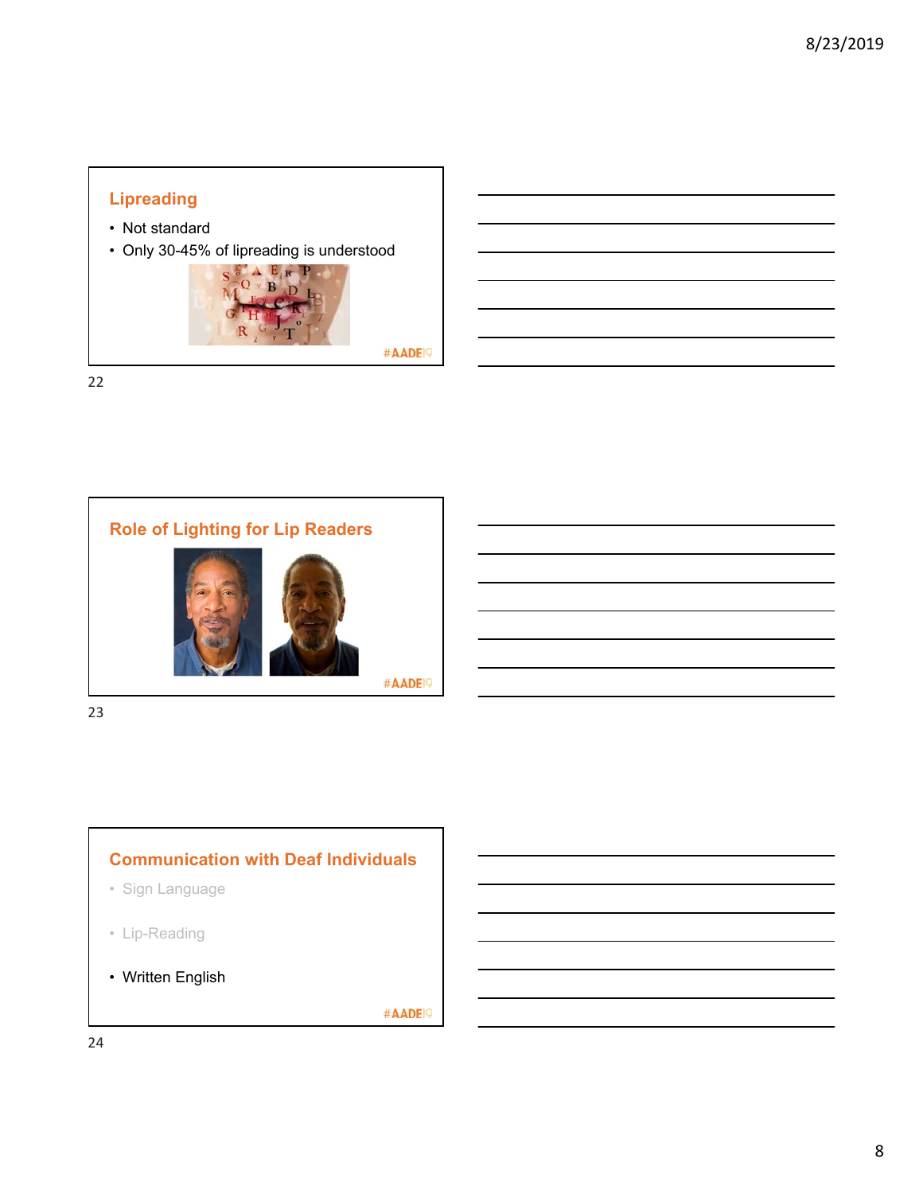## Lipreading

- Not standard
- Only 30-45% of lipreading is understood

#AADE19

## Role of Lighting for Lip Readers

#AADE19

## Communication with Deaf Individuals

- Sign Language
- Lip-Reading
- Written English

#AADE19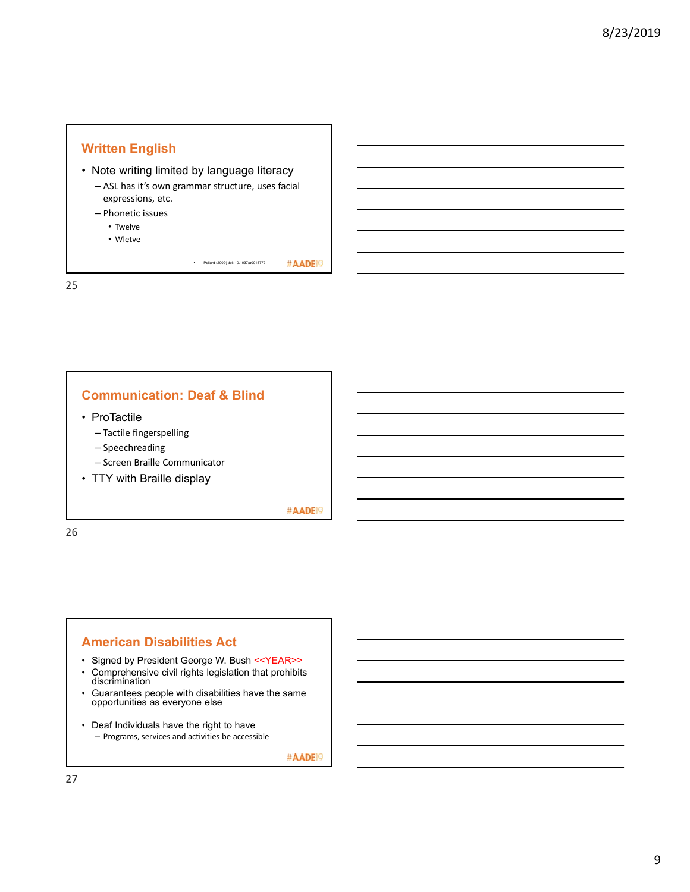## Written English

- Note writing limited by language literacy
  - ASL has it's own grammar structure, uses facial expressions, etc.
  - Phonetic issues
    - Twelve
    - Wletve

- Pollard (2009) doi: 10.1037/a0015772

#AADE19

## Communication: Deaf & Blind

- ProTactile
  - Tactile fingerspelling
  - Speechreading
  - Screen Braille Communicator
- TTY with Braille display

#AADE19

## American Disabilities Act

- Signed by President George W. Bush <<YEAR>>
- Comprehensive civil rights legislation that prohibits discrimination
- Guarantees people with disabilities have the same opportunities as everyone else
- Deaf Individuals have the right to have
  - Programs, services and activities be accessible

#AADE19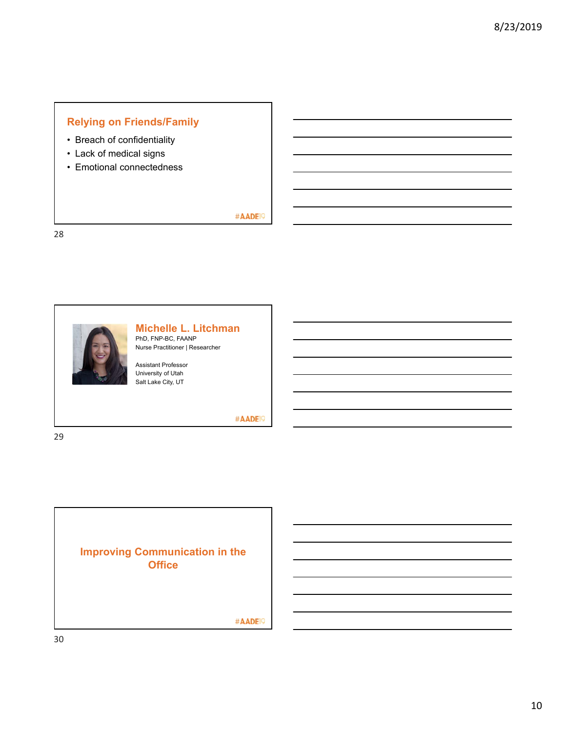## Relying on Friends/Family

- Breach of confidentiality
- Lack of medical signs
- Emotional connectedness

#AADE19

28

## Michelle L. Litchman

PhD, FNP-BC, FAANP
Nurse Practitioner | Researcher

Assistant Professor
University of Utah
Salt Lake City, UT

#AADE19

29

## Improving Communication in the Office

#AADE19

30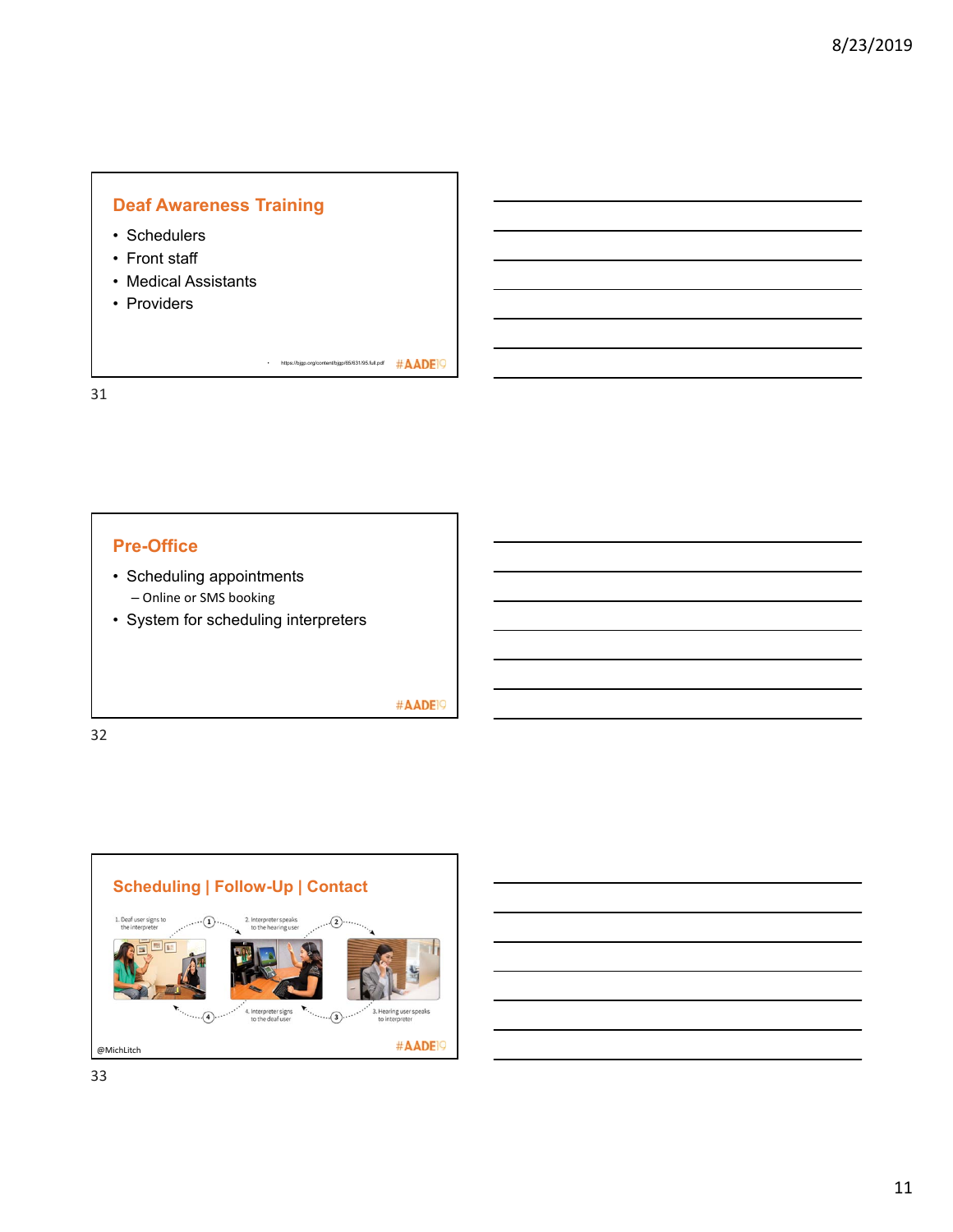## Deaf Awareness Training

- Schedulers
- Front staff
- Medical Assistants
- Providers

https://bjgp.org/content/bjgp/65/631/95.full.pdf

#AADE19

## Pre-Office

- Scheduling appointments
  - Online or SMS booking
- System for scheduling interpreters

#AADE19

## Scheduling | Follow-Up | Contact

1. Deaf user signs to the interpreter
2. Interpreter speaks to the hearing user
3. Hearing user speaks to interpreter
4. Interpreter signs to the deaf user

@MichLitch

#AADE19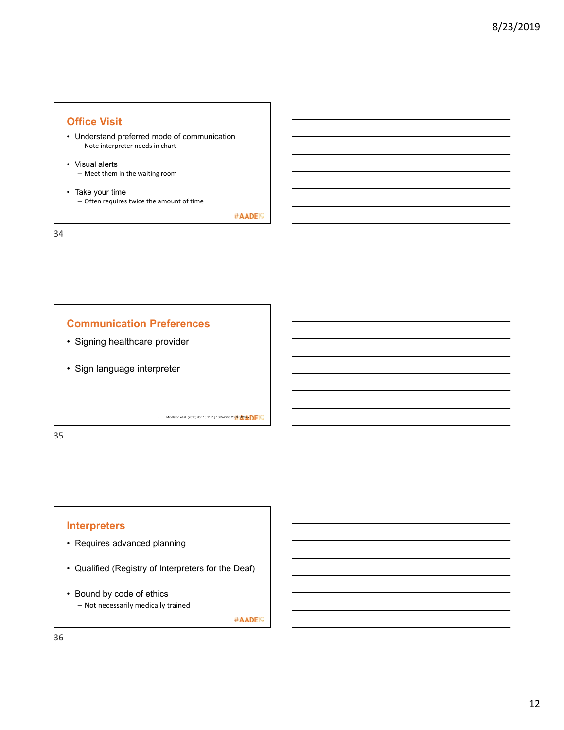## Office Visit

- Understand preferred mode of communication
  - Note interpreter needs in chart
- Visual alerts
  - Meet them in the waiting room
- Take your time
  - Often requires twice the amount of time

#AADE19

34

## Communication Preferences

- Signing healthcare provider
- Sign language interpreter

- Middleton et al. (2010) doi: 10.1111/j.1365-2753.2009.01207.x

#AADE19

35

## Interpreters

- Requires advanced planning
- Qualified (Registry of Interpreters for the Deaf)
- Bound by code of ethics
  - Not necessarily medically trained

#AADE19

36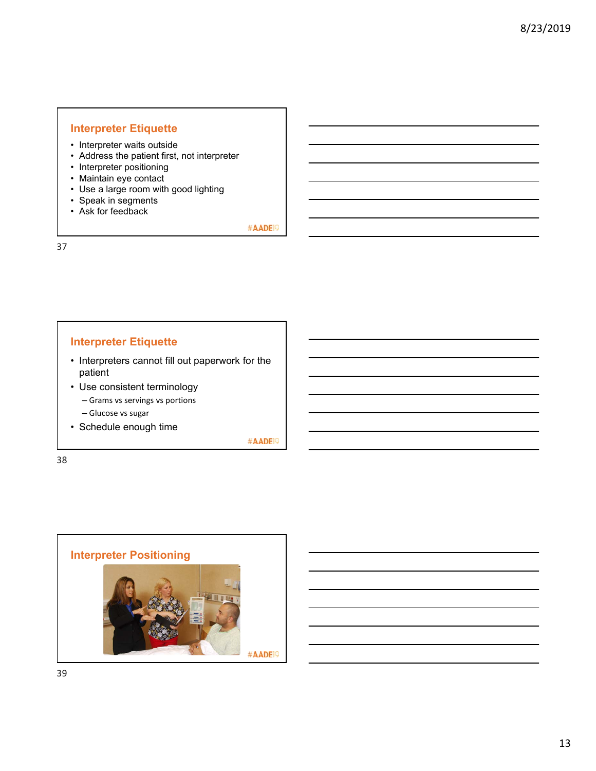## Interpreter Etiquette

- Interpreter waits outside
- Address the patient first, not interpreter
- Interpreter positioning
- Maintain eye contact
- Use a large room with good lighting
- Speak in segments
- Ask for feedback

#AADE19

## Interpreter Etiquette

- Interpreters cannot fill out paperwork for the patient
- Use consistent terminology
  - Grams vs servings vs portions
  - Glucose vs sugar
- Schedule enough time

#AADE19

## Interpreter Positioning

#AADE19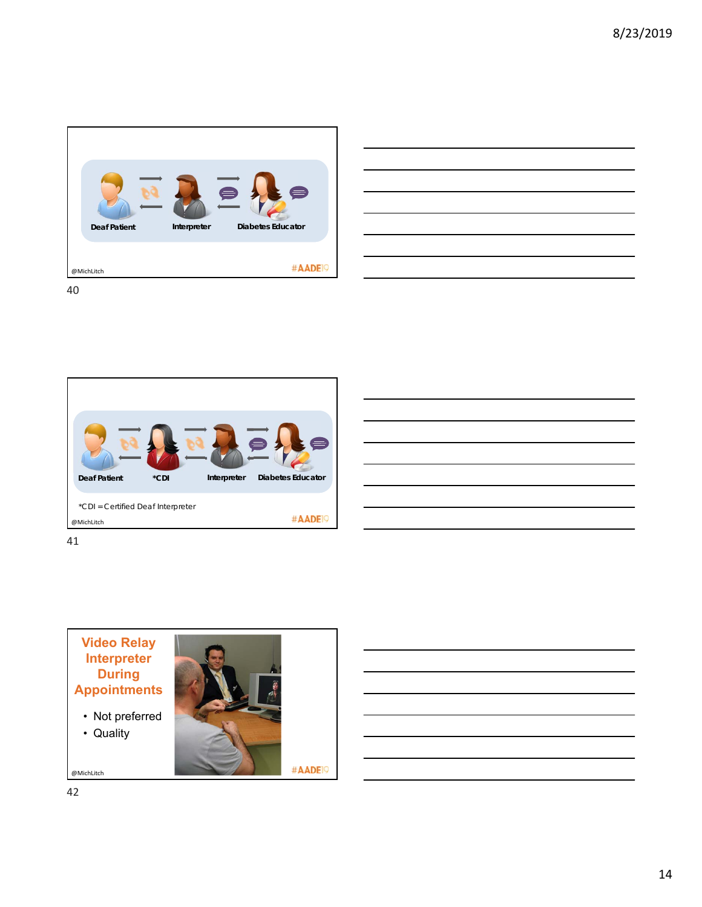Deaf Patient ⇄ Interpreter ⇄ Diabetes Educator

@MichLitch

#AADE19

Deaf Patient ⇄ *CDI ⇄ Interpreter ⇄ Diabetes Educator

*CDI = Certified Deaf Interpreter

@MichLitch

#AADE19

## Video Relay Interpreter During Appointments

- Not preferred
- Quality

@MichLitch

#AADE19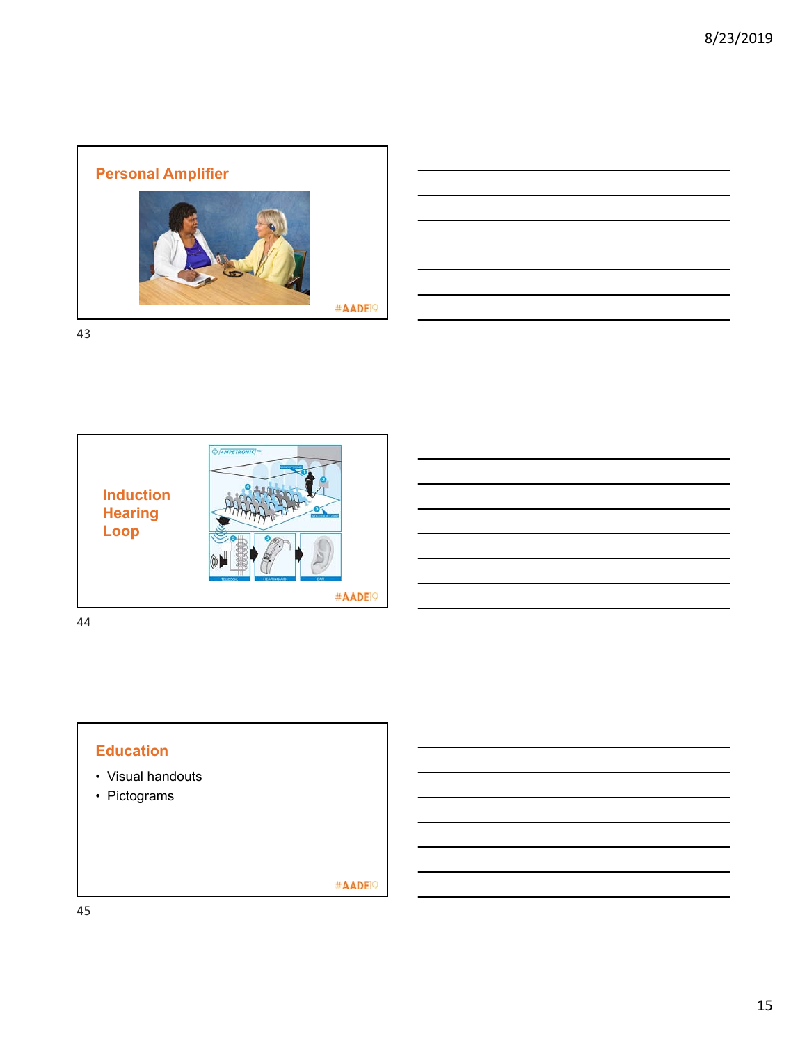## Personal Amplifier

#AADE19

## Induction Hearing Loop

#AADE19

## Education

- Visual handouts
- Pictograms

#AADE19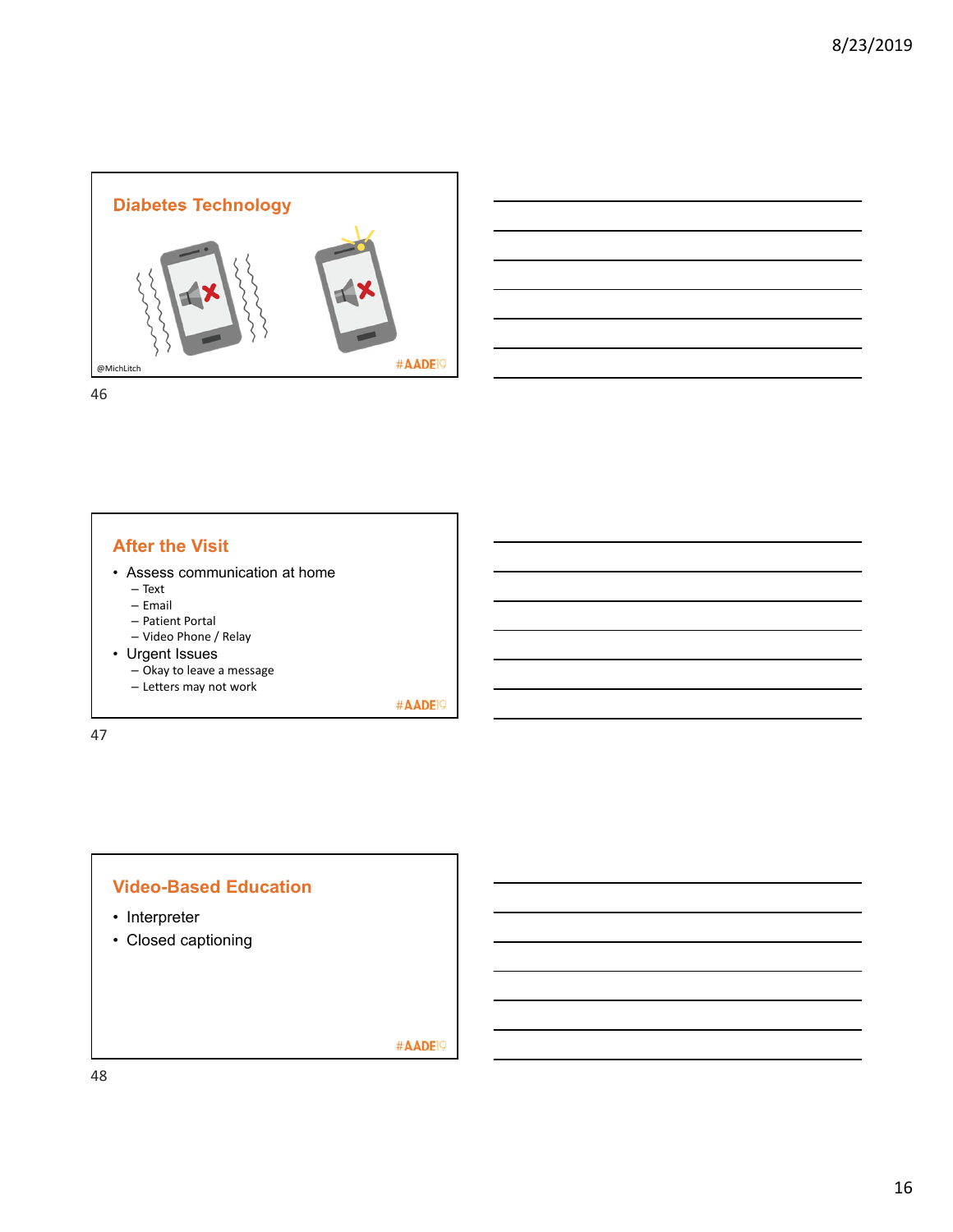## Diabetes Technology

@MichLitch

#AADE19

## After the Visit

- Assess communication at home
  - Text
  - Email
  - Patient Portal
  - Video Phone / Relay
- Urgent Issues
  - Okay to leave a message
  - Letters may not work

#AADE19

## Video-Based Education

- Interpreter
- Closed captioning

#AADE19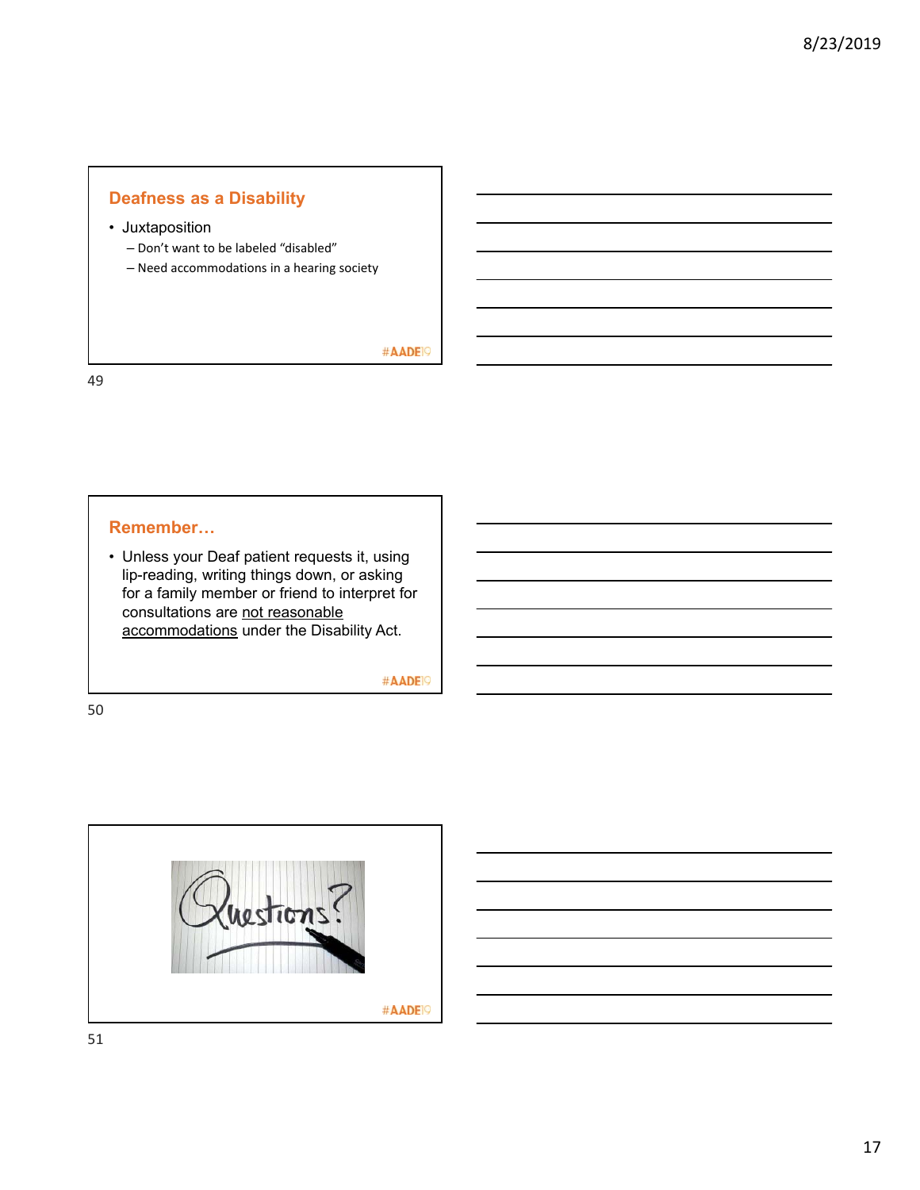## Deafness as a Disability

- Juxtaposition
  - Don't want to be labeled "disabled"
  - Need accommodations in a hearing society

#AADE19

## Remember…

- Unless your Deaf patient requests it, using lip-reading, writing things down, or asking for a family member or friend to interpret for consultations are <u>not reasonable accommodations</u> under the Disability Act.

#AADE19

Questions?

#AADE19